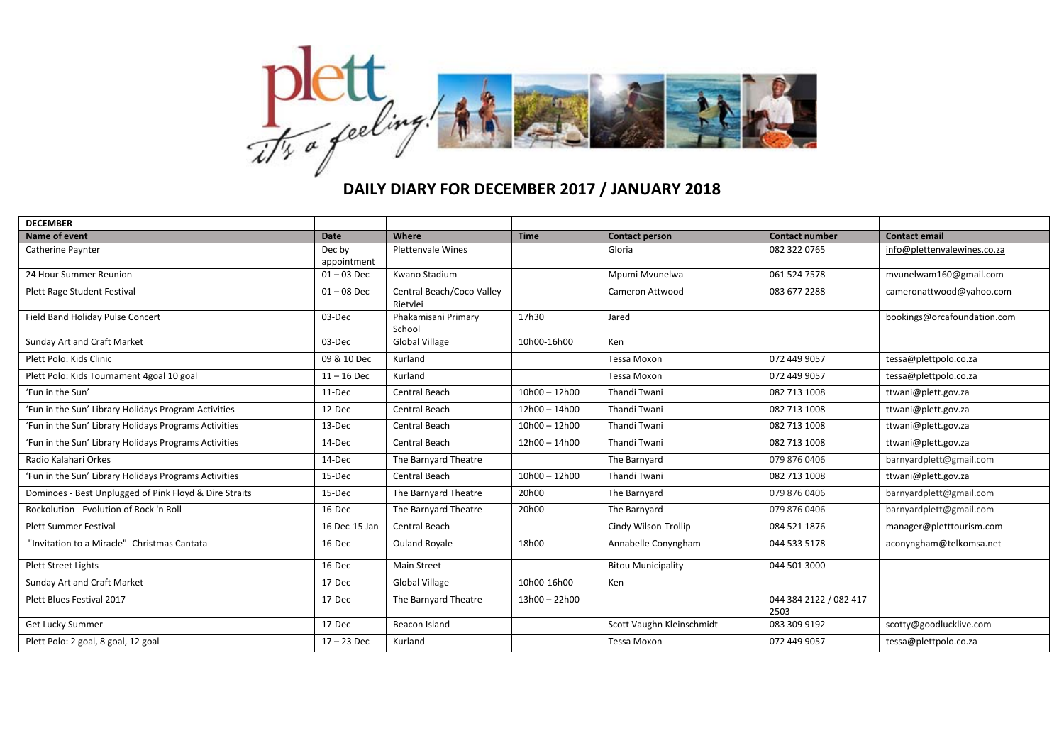# DAILY DIARY FOR DECEMBER 2017 / JANUARY 2018

| DECEMBER | | | | | | |
|---|---|---|---|---|---|---|
| **Name of event** | **Date** | **Where** | **Time** | **Contact person** | **Contact number** | **Contact email** |
| Catherine Paynter | Dec by appointment | Plettenvale Wines | | Gloria | 082 322 0765 | info@plettenvalewines.co.za |
| 24 Hour Summer Reunion | 01 – 03 Dec | Kwano Stadium | | Mpumi Mvunelwa | 061 524 7578 | mvunelwam160@gmail.com |
| Plett Rage Student Festival | 01 – 08 Dec | Central Beach/Coco Valley Rietvlei | | Cameron Attwood | 083 677 2288 | cameronattwood@yahoo.com |
| Field Band Holiday Pulse Concert | 03-Dec | Phakamisani Primary School | 17h30 | Jared | | bookings@orcafoundation.com |
| Sunday Art and Craft Market | 03-Dec | Global Village | 10h00-16h00 | Ken | | |
| Plett Polo: Kids Clinic | 09 & 10 Dec | Kurland | | Tessa Moxon | 072 449 9057 | tessa@plettpolo.co.za |
| Plett Polo: Kids Tournament 4goal 10 goal | 11 – 16 Dec | Kurland | | Tessa Moxon | 072 449 9057 | tessa@plettpolo.co.za |
| 'Fun in the Sun' | 11-Dec | Central Beach | 10h00 – 12h00 | Thandi Twani | 082 713 1008 | ttwani@plett.gov.za |
| 'Fun in the Sun' Library Holidays Program Activities | 12-Dec | Central Beach | 12h00 – 14h00 | Thandi Twani | 082 713 1008 | ttwani@plett.gov.za |
| 'Fun in the Sun' Library Holidays Programs Activities | 13-Dec | Central Beach | 10h00 – 12h00 | Thandi Twani | 082 713 1008 | ttwani@plett.gov.za |
| 'Fun in the Sun' Library Holidays Programs Activities | 14-Dec | Central Beach | 12h00 – 14h00 | Thandi Twani | 082 713 1008 | ttwani@plett.gov.za |
| Radio Kalahari Orkes | 14-Dec | The Barnyard Theatre | | The Barnyard | 079 876 0406 | barnyardplett@gmail.com |
| 'Fun in the Sun' Library Holidays Programs Activities | 15-Dec | Central Beach | 10h00 – 12h00 | Thandi Twani | 082 713 1008 | ttwani@plett.gov.za |
| Dominoes - Best Unplugged of Pink Floyd & Dire Straits | 15-Dec | The Barnyard Theatre | 20h00 | The Barnyard | 079 876 0406 | barnyardplett@gmail.com |
| Rockolution - Evolution of Rock 'n Roll | 16-Dec | The Barnyard Theatre | 20h00 | The Barnyard | 079 876 0406 | barnyardplett@gmail.com |
| Plett Summer Festival | 16 Dec-15 Jan | Central Beach | | Cindy Wilson-Trollip | 084 521 1876 | manager@pletttourism.com |
| "Invitation to a Miracle"- Christmas Cantata | 16-Dec | Ouland Royale | 18h00 | Annabelle Conyngham | 044 533 5178 | aconyngham@telkomsa.net |
| Plett Street Lights | 16-Dec | Main Street | | Bitou Municipality | 044 501 3000 | |
| Sunday Art and Craft Market | 17-Dec | Global Village | 10h00-16h00 | Ken | | |
| Plett Blues Festival 2017 | 17-Dec | The Barnyard Theatre | 13h00 – 22h00 | | 044 384 2122 / 082 417 2503 | |
| Get Lucky Summer | 17-Dec | Beacon Island | | Scott Vaughn Kleinschmidt | 083 309 9192 | scotty@goodlucklive.com |
| Plett Polo: 2 goal, 8 goal, 12 goal | 17 – 23 Dec | Kurland | | Tessa Moxon | 072 449 9057 | tessa@plettpolo.co.za |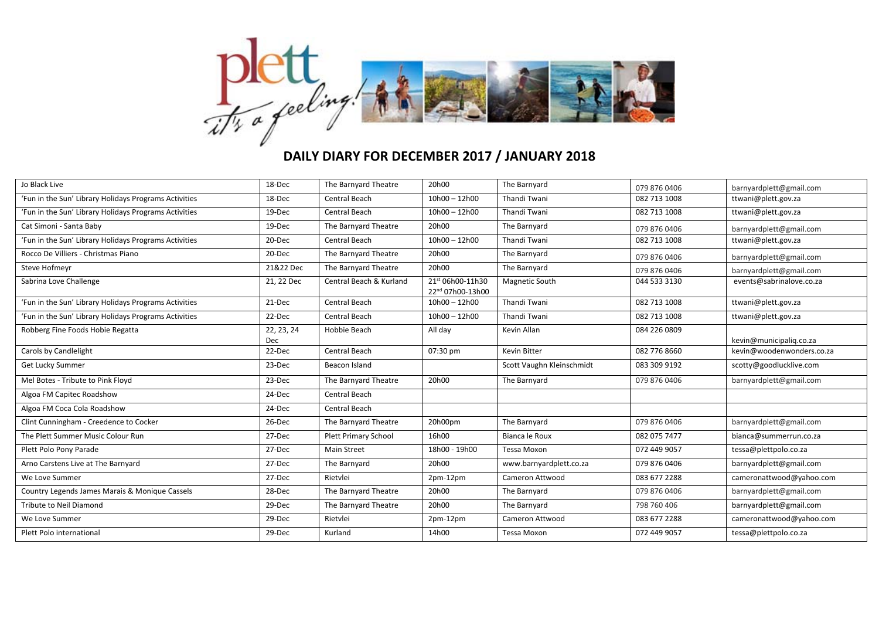## DAILY DIARY FOR DECEMBER 2017 / JANUARY 2018

| | | | | | | |
|---|---|---|---|---|---|---|
| Jo Black Live | 18-Dec | The Barnyard Theatre | 20h00 | The Barnyard | 079 876 0406 | barnyardplett@gmail.com |
| 'Fun in the Sun' Library Holidays Programs Activities | 18-Dec | Central Beach | 10h00 – 12h00 | Thandi Twani | 082 713 1008 | ttwani@plett.gov.za |
| 'Fun in the Sun' Library Holidays Programs Activities | 19-Dec | Central Beach | 10h00 – 12h00 | Thandi Twani | 082 713 1008 | ttwani@plett.gov.za |
| Cat Simoni - Santa Baby | 19-Dec | The Barnyard Theatre | 20h00 | The Barnyard | 079 876 0406 | barnyardplett@gmail.com |
| 'Fun in the Sun' Library Holidays Programs Activities | 20-Dec | Central Beach | 10h00 – 12h00 | Thandi Twani | 082 713 1008 | ttwani@plett.gov.za |
| Rocco De Villiers - Christmas Piano | 20-Dec | The Barnyard Theatre | 20h00 | The Barnyard | 079 876 0406 | barnyardplett@gmail.com |
| Steve Hofmeyr | 21&22 Dec | The Barnyard Theatre | 20h00 | The Barnyard | 079 876 0406 | barnyardplett@gmail.com |
| Sabrina Love Challenge | 21, 22 Dec | Central Beach & Kurland | 21st 06h00-11h30 22nd 07h00-13h00 | Magnetic South | 044 533 3130 | events@sabrinalove.co.za |
| 'Fun in the Sun' Library Holidays Programs Activities | 21-Dec | Central Beach | 10h00 – 12h00 | Thandi Twani | 082 713 1008 | ttwani@plett.gov.za |
| 'Fun in the Sun' Library Holidays Programs Activities | 22-Dec | Central Beach | 10h00 – 12h00 | Thandi Twani | 082 713 1008 | ttwani@plett.gov.za |
| Robberg Fine Foods Hobie Regatta | 22, 23, 24 Dec | Hobbie Beach | All day | Kevin Allan | 084 226 0809 | kevin@municipaliq.co.za |
| Carols by Candlelight | 22-Dec | Central Beach | 07:30 pm | Kevin Bitter | 082 776 8660 | kevin@woodenwonders.co.za |
| Get Lucky Summer | 23-Dec | Beacon Island | | Scott Vaughn Kleinschmidt | 083 309 9192 | scotty@goodlucklive.com |
| Mel Botes - Tribute to Pink Floyd | 23-Dec | The Barnyard Theatre | 20h00 | The Barnyard | 079 876 0406 | barnyardplett@gmail.com |
| Algoa FM Capitec Roadshow | 24-Dec | Central Beach | | | | |
| Algoa FM Coca Cola Roadshow | 24-Dec | Central Beach | | | | |
| Clint Cunningham - Creedence to Cocker | 26-Dec | The Barnyard Theatre | 20h00pm | The Barnyard | 079 876 0406 | barnyardplett@gmail.com |
| The Plett Summer Music Colour Run | 27-Dec | Plett Primary School | 16h00 | Bianca le Roux | 082 075 7477 | bianca@summerrun.co.za |
| Plett Polo Pony Parade | 27-Dec | Main Street | 18h00 - 19h00 | Tessa Moxon | 072 449 9057 | tessa@plettpolo.co.za |
| Arno Carstens Live at The Barnyard | 27-Dec | The Barnyard | 20h00 | www.barnyardplett.co.za | 079 876 0406 | barnyardplett@gmail.com |
| We Love Summer | 27-Dec | Rietvlei | 2pm-12pm | Cameron Attwood | 083 677 2288 | cameronattwood@yahoo.com |
| Country Legends James Marais & Monique Cassels | 28-Dec | The Barnyard Theatre | 20h00 | The Barnyard | 079 876 0406 | barnyardplett@gmail.com |
| Tribute to Neil Diamond | 29-Dec | The Barnyard Theatre | 20h00 | The Barnyard | 798 760 406 | barnyardplett@gmail.com |
| We Love Summer | 29-Dec | Rietvlei | 2pm-12pm | Cameron Attwood | 083 677 2288 | cameronattwood@yahoo.com |
| Plett Polo international | 29-Dec | Kurland | 14h00 | Tessa Moxon | 072 449 9057 | tessa@plettpolo.co.za |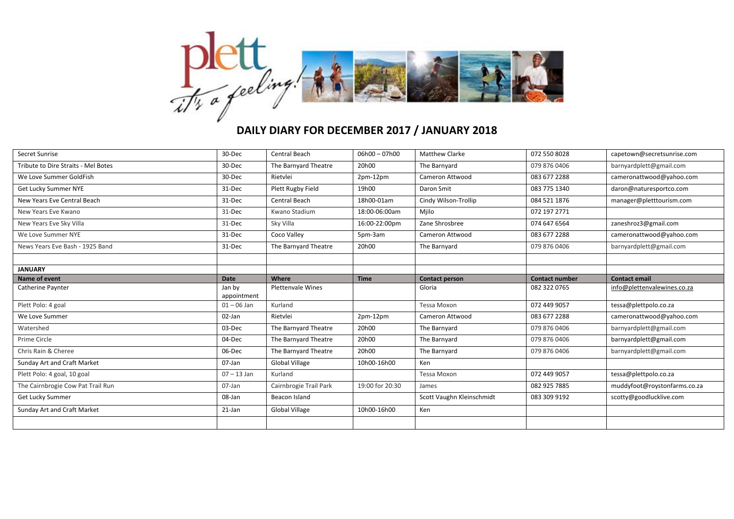# DAILY DIARY FOR DECEMBER 2017 / JANUARY 2018

| | | | | | | |
|---|---|---|---|---|---|---|
| Secret Sunrise | 30-Dec | Central Beach | 06h00 – 07h00 | Matthew Clarke | 072 550 8028 | capetown@secretsunrise.com |
| Tribute to Dire Straits - Mel Botes | 30-Dec | The Barnyard Theatre | 20h00 | The Barnyard | 079 876 0406 | barnyardplett@gmail.com |
| We Love Summer GoldFish | 30-Dec | Rietvlei | 2pm-12pm | Cameron Attwood | 083 677 2288 | cameronattwood@yahoo.com |
| Get Lucky Summer NYE | 31-Dec | Plett Rugby Field | 19h00 | Daron Smit | 083 775 1340 | daron@naturesportco.com |
| New Years Eve Central Beach | 31-Dec | Central Beach | 18h00-01am | Cindy Wilson-Trollip | 084 521 1876 | manager@pletttourism.com |
| New Years Eve Kwano | 31-Dec | Kwano Stadium | 18:00-06:00am | Mjilo | 072 197 2771 | |
| New Years Eve Sky Villa | 31-Dec | Sky Villa | 16:00-22:00pm | Zane Shrosbree | 074 647 6564 | zaneshroz3@gmail.com |
| We Love Summer NYE | 31-Dec | Coco Valley | 5pm-3am | Cameron Attwood | 083 677 2288 | cameronattwood@yahoo.com |
| News Years Eve Bash - 1925 Band | 31-Dec | The Barnyard Theatre | 20h00 | The Barnyard | 079 876 0406 | barnyardplett@gmail.com |
| | | | | | | |
| **JANUARY** | | | | | | |
| **Name of event** | **Date** | **Where** | **Time** | **Contact person** | **Contact number** | **Contact email** |
| Catherine Paynter | Jan by appointment | Plettenvale Wines | | Gloria | 082 322 0765 | info@plettenvalewines.co.za |
| Plett Polo: 4 goal | 01 – 06 Jan | Kurland | | Tessa Moxon | 072 449 9057 | tessa@plettpolo.co.za |
| We Love Summer | 02-Jan | Rietvlei | 2pm-12pm | Cameron Attwood | 083 677 2288 | cameronattwood@yahoo.com |
| Watershed | 03-Dec | The Barnyard Theatre | 20h00 | The Barnyard | 079 876 0406 | barnyardplett@gmail.com |
| Prime Circle | 04-Dec | The Barnyard Theatre | 20h00 | The Barnyard | 079 876 0406 | barnyardplett@gmail.com |
| Chris Rain & Cheree | 06-Dec | The Barnyard Theatre | 20h00 | The Barnyard | 079 876 0406 | barnyardplett@gmail.com |
| Sunday Art and Craft Market | 07-Jan | Global Village | 10h00-16h00 | Ken | | |
| Plett Polo: 4 goal, 10 goal | 07 – 13 Jan | Kurland | | Tessa Moxon | 072 449 9057 | tessa@plettpolo.co.za |
| The Cairnbrogie Cow Pat Trail Run | 07-Jan | Cairnbrogie Trail Park | 19:00 for 20:30 | James | 082 925 7885 | muddyfoot@roystonfarms.co.za |
| Get Lucky Summer | 08-Jan | Beacon Island | | Scott Vaughn Kleinschmidt | 083 309 9192 | scotty@goodlucklive.com |
| Sunday Art and Craft Market | 21-Jan | Global Village | 10h00-16h00 | Ken | | |
| | | | | | | |